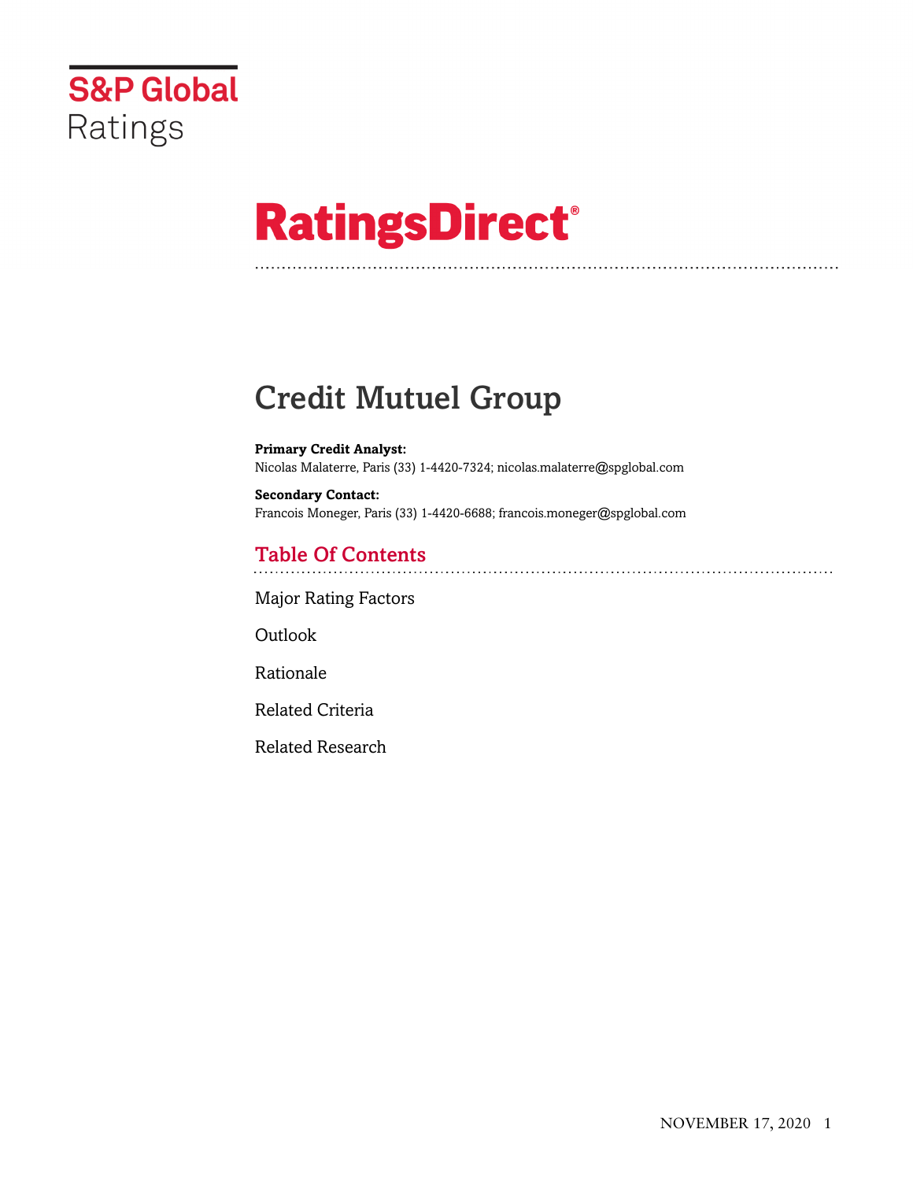S&P Global Ratings

# RatingsDirect®

# Credit Mutuel Group

**Primary Credit Analyst:**
Nicolas Malaterre, Paris (33) 1-4420-7324; nicolas.malaterre@spglobal.com

**Secondary Contact:**
Francois Moneger, Paris (33) 1-4420-6688; francois.moneger@spglobal.com

## Table Of Contents

Major Rating Factors

Outlook

Rationale

Related Criteria

Related Research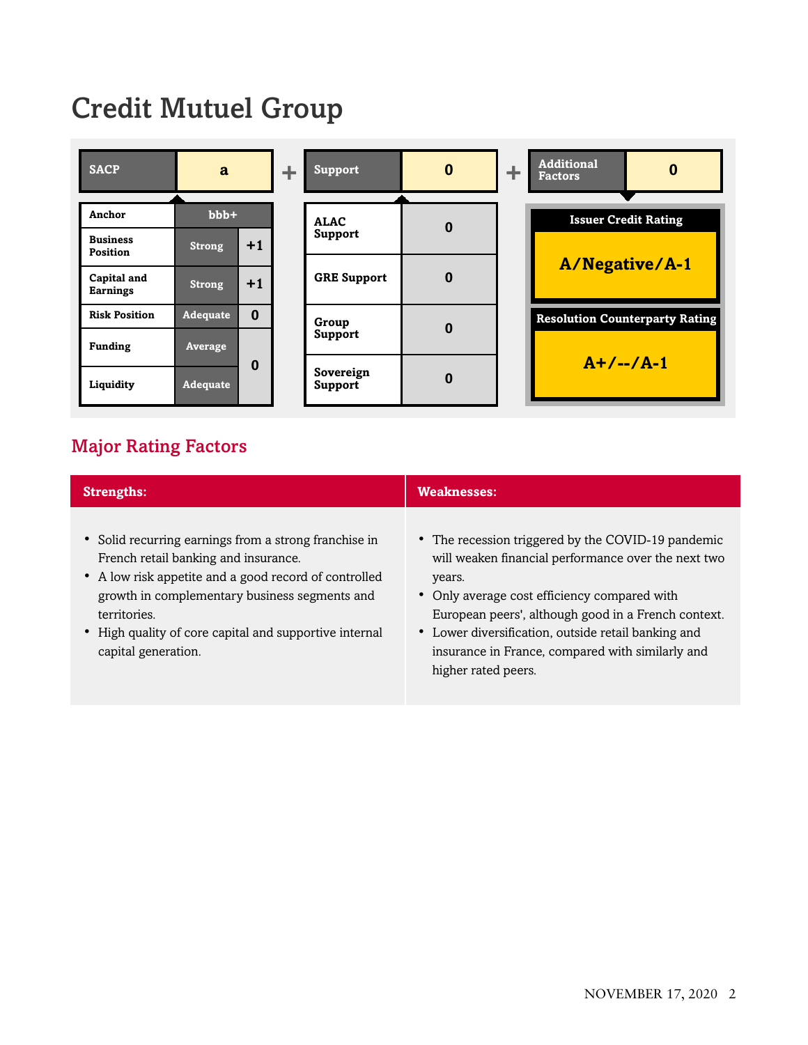# Credit Mutuel Group

| SACP | a |
|---|---|
| Anchor | bbb+ | |
| Business Position | Strong | +1 |
| Capital and Earnings | Strong | +1 |
| Risk Position | Adequate | 0 |
| Funding | Average | 0 |
| Liquidity | Adequate | |

\+

| Support | 0 |
|---|---|
| ALAC Support | 0 |
| GRE Support | 0 |
| Group Support | 0 |
| Sovereign Support | 0 |

\+

| Additional Factors | 0 |
|---|---|

| Issuer Credit Rating |
|---|
| A/Negative/A-1 |

| Resolution Counterparty Rating |
|---|
| A+/--/A-1 |

## Major Rating Factors

| Strengths: | Weaknesses: |
|---|---|
| • Solid recurring earnings from a strong franchise in French retail banking and insurance.<br>• A low risk appetite and a good record of controlled growth in complementary business segments and territories.<br>• High quality of core capital and supportive internal capital generation. | • The recession triggered by the COVID-19 pandemic will weaken financial performance over the next two years.<br>• Only average cost efficiency compared with European peers', although good in a French context.<br>• Lower diversification, outside retail banking and insurance in France, compared with similarly and higher rated peers. |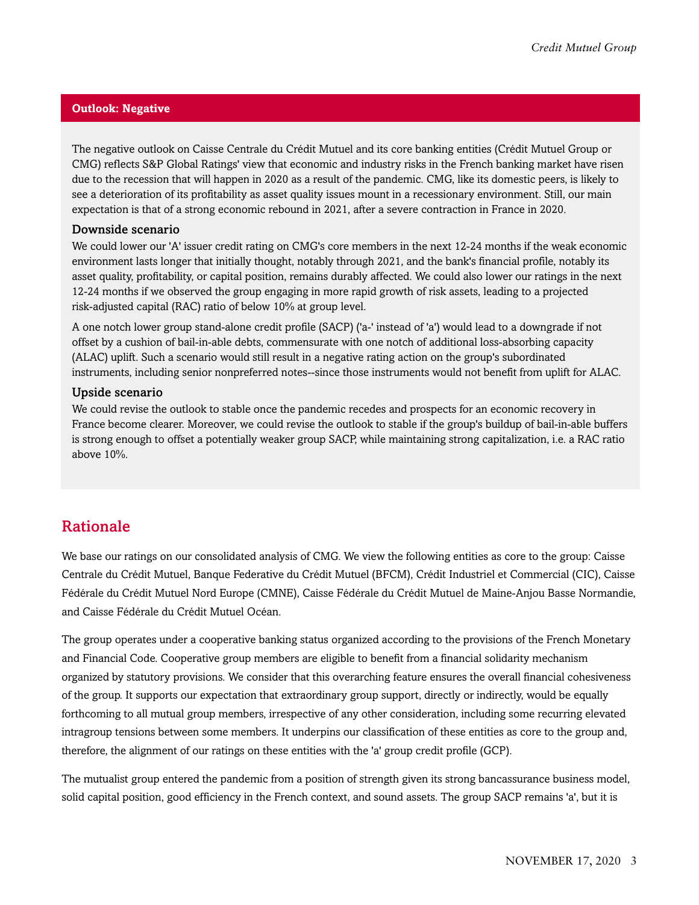## Outlook: Negative

The negative outlook on Caisse Centrale du Crédit Mutuel and its core banking entities (Crédit Mutuel Group or CMG) reflects S&P Global Ratings' view that economic and industry risks in the French banking market have risen due to the recession that will happen in 2020 as a result of the pandemic. CMG, like its domestic peers, is likely to see a deterioration of its profitability as asset quality issues mount in a recessionary environment. Still, our main expectation is that of a strong economic rebound in 2021, after a severe contraction in France in 2020.

### Downside scenario

We could lower our 'A' issuer credit rating on CMG's core members in the next 12-24 months if the weak economic environment lasts longer that initially thought, notably through 2021, and the bank's financial profile, notably its asset quality, profitability, or capital position, remains durably affected. We could also lower our ratings in the next 12-24 months if we observed the group engaging in more rapid growth of risk assets, leading to a projected risk-adjusted capital (RAC) ratio of below 10% at group level.

A one notch lower group stand-alone credit profile (SACP) ('a-' instead of 'a') would lead to a downgrade if not offset by a cushion of bail-in-able debts, commensurate with one notch of additional loss-absorbing capacity (ALAC) uplift. Such a scenario would still result in a negative rating action on the group's subordinated instruments, including senior nonpreferred notes--since those instruments would not benefit from uplift for ALAC.

### Upside scenario

We could revise the outlook to stable once the pandemic recedes and prospects for an economic recovery in France become clearer. Moreover, we could revise the outlook to stable if the group's buildup of bail-in-able buffers is strong enough to offset a potentially weaker group SACP, while maintaining strong capitalization, i.e. a RAC ratio above 10%.

## Rationale

We base our ratings on our consolidated analysis of CMG. We view the following entities as core to the group: Caisse Centrale du Crédit Mutuel, Banque Federative du Crédit Mutuel (BFCM), Crédit Industriel et Commercial (CIC), Caisse Fédérale du Crédit Mutuel Nord Europe (CMNE), Caisse Fédérale du Crédit Mutuel de Maine-Anjou Basse Normandie, and Caisse Fédérale du Crédit Mutuel Océan.

The group operates under a cooperative banking status organized according to the provisions of the French Monetary and Financial Code. Cooperative group members are eligible to benefit from a financial solidarity mechanism organized by statutory provisions. We consider that this overarching feature ensures the overall financial cohesiveness of the group. It supports our expectation that extraordinary group support, directly or indirectly, would be equally forthcoming to all mutual group members, irrespective of any other consideration, including some recurring elevated intragroup tensions between some members. It underpins our classification of these entities as core to the group and, therefore, the alignment of our ratings on these entities with the 'a' group credit profile (GCP).

The mutualist group entered the pandemic from a position of strength given its strong bancassurance business model, solid capital position, good efficiency in the French context, and sound assets. The group SACP remains 'a', but it is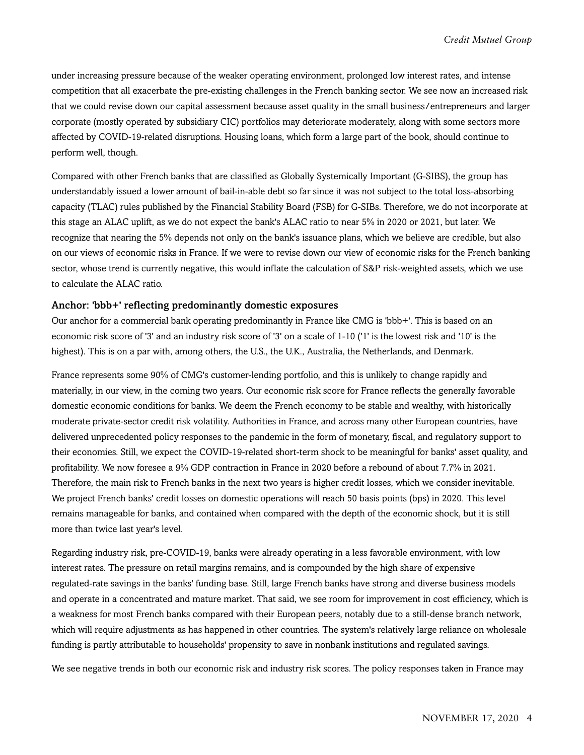under increasing pressure because of the weaker operating environment, prolonged low interest rates, and intense competition that all exacerbate the pre-existing challenges in the French banking sector. We see now an increased risk that we could revise down our capital assessment because asset quality in the small business/entrepreneurs and larger corporate (mostly operated by subsidiary CIC) portfolios may deteriorate moderately, along with some sectors more affected by COVID-19-related disruptions. Housing loans, which form a large part of the book, should continue to perform well, though.

Compared with other French banks that are classified as Globally Systemically Important (G-SIBS), the group has understandably issued a lower amount of bail-in-able debt so far since it was not subject to the total loss-absorbing capacity (TLAC) rules published by the Financial Stability Board (FSB) for G-SIBs. Therefore, we do not incorporate at this stage an ALAC uplift, as we do not expect the bank's ALAC ratio to near 5% in 2020 or 2021, but later. We recognize that nearing the 5% depends not only on the bank's issuance plans, which we believe are credible, but also on our views of economic risks in France. If we were to revise down our view of economic risks for the French banking sector, whose trend is currently negative, this would inflate the calculation of S&P risk-weighted assets, which we use to calculate the ALAC ratio.

### Anchor: 'bbb+' reflecting predominantly domestic exposures

Our anchor for a commercial bank operating predominantly in France like CMG is 'bbb+'. This is based on an economic risk score of '3' and an industry risk score of '3' on a scale of 1-10 ('1' is the lowest risk and '10' is the highest). This is on a par with, among others, the U.S., the U.K., Australia, the Netherlands, and Denmark.

France represents some 90% of CMG's customer-lending portfolio, and this is unlikely to change rapidly and materially, in our view, in the coming two years. Our economic risk score for France reflects the generally favorable domestic economic conditions for banks. We deem the French economy to be stable and wealthy, with historically moderate private-sector credit risk volatility. Authorities in France, and across many other European countries, have delivered unprecedented policy responses to the pandemic in the form of monetary, fiscal, and regulatory support to their economies. Still, we expect the COVID-19-related short-term shock to be meaningful for banks' asset quality, and profitability. We now foresee a 9% GDP contraction in France in 2020 before a rebound of about 7.7% in 2021. Therefore, the main risk to French banks in the next two years is higher credit losses, which we consider inevitable. We project French banks' credit losses on domestic operations will reach 50 basis points (bps) in 2020. This level remains manageable for banks, and contained when compared with the depth of the economic shock, but it is still more than twice last year's level.

Regarding industry risk, pre-COVID-19, banks were already operating in a less favorable environment, with low interest rates. The pressure on retail margins remains, and is compounded by the high share of expensive regulated-rate savings in the banks' funding base. Still, large French banks have strong and diverse business models and operate in a concentrated and mature market. That said, we see room for improvement in cost efficiency, which is a weakness for most French banks compared with their European peers, notably due to a still-dense branch network, which will require adjustments as has happened in other countries. The system's relatively large reliance on wholesale funding is partly attributable to households' propensity to save in nonbank institutions and regulated savings.

We see negative trends in both our economic risk and industry risk scores. The policy responses taken in France may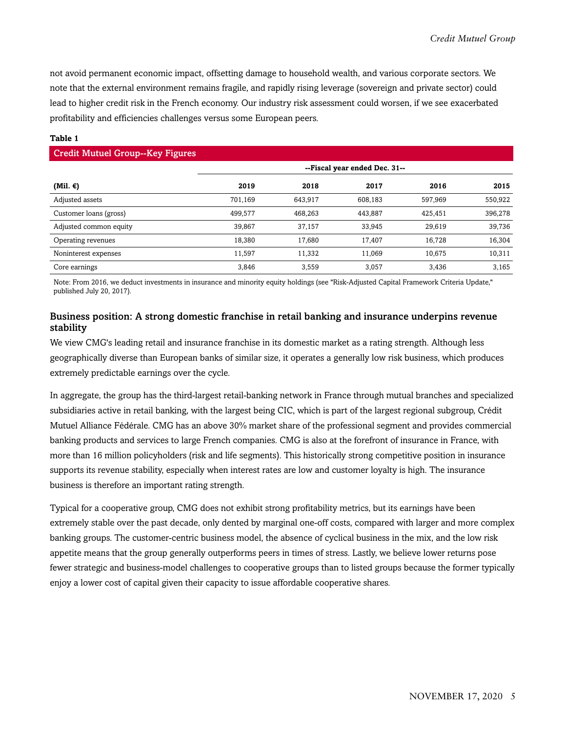not avoid permanent economic impact, offsetting damage to household wealth, and various corporate sectors. We note that the external environment remains fragile, and rapidly rising leverage (sovereign and private sector) could lead to higher credit risk in the French economy. Our industry risk assessment could worsen, if we see exacerbated profitability and efficiencies challenges versus some European peers.

**Table 1**

**Credit Mutuel Group--Key Figures**

| | --Fiscal year ended Dec. 31-- | | | | |
|---|---|---|---|---|---|
| **(Mil. €)** | **2019** | **2018** | **2017** | **2016** | **2015** |
| Adjusted assets | 701,169 | 643,917 | 608,183 | 597,969 | 550,922 |
| Customer loans (gross) | 499,577 | 468,263 | 443,887 | 425,451 | 396,278 |
| Adjusted common equity | 39,867 | 37,157 | 33,945 | 29,619 | 39,736 |
| Operating revenues | 18,380 | 17,680 | 17,407 | 16,728 | 16,304 |
| Noninterest expenses | 11,597 | 11,332 | 11,069 | 10,675 | 10,311 |
| Core earnings | 3,846 | 3,559 | 3,057 | 3,436 | 3,165 |

Note: From 2016, we deduct investments in insurance and minority equity holdings (see "Risk-Adjusted Capital Framework Criteria Update," published July 20, 2017).

### Business position: A strong domestic franchise in retail banking and insurance underpins revenue stability

We view CMG's leading retail and insurance franchise in its domestic market as a rating strength. Although less geographically diverse than European banks of similar size, it operates a generally low risk business, which produces extremely predictable earnings over the cycle.

In aggregate, the group has the third-largest retail-banking network in France through mutual branches and specialized subsidiaries active in retail banking, with the largest being CIC, which is part of the largest regional subgroup, Crédit Mutuel Alliance Fédérale. CMG has an above 30% market share of the professional segment and provides commercial banking products and services to large French companies. CMG is also at the forefront of insurance in France, with more than 16 million policyholders (risk and life segments). This historically strong competitive position in insurance supports its revenue stability, especially when interest rates are low and customer loyalty is high. The insurance business is therefore an important rating strength.

Typical for a cooperative group, CMG does not exhibit strong profitability metrics, but its earnings have been extremely stable over the past decade, only dented by marginal one-off costs, compared with larger and more complex banking groups. The customer-centric business model, the absence of cyclical business in the mix, and the low risk appetite means that the group generally outperforms peers in times of stress. Lastly, we believe lower returns pose fewer strategic and business-model challenges to cooperative groups than to listed groups because the former typically enjoy a lower cost of capital given their capacity to issue affordable cooperative shares.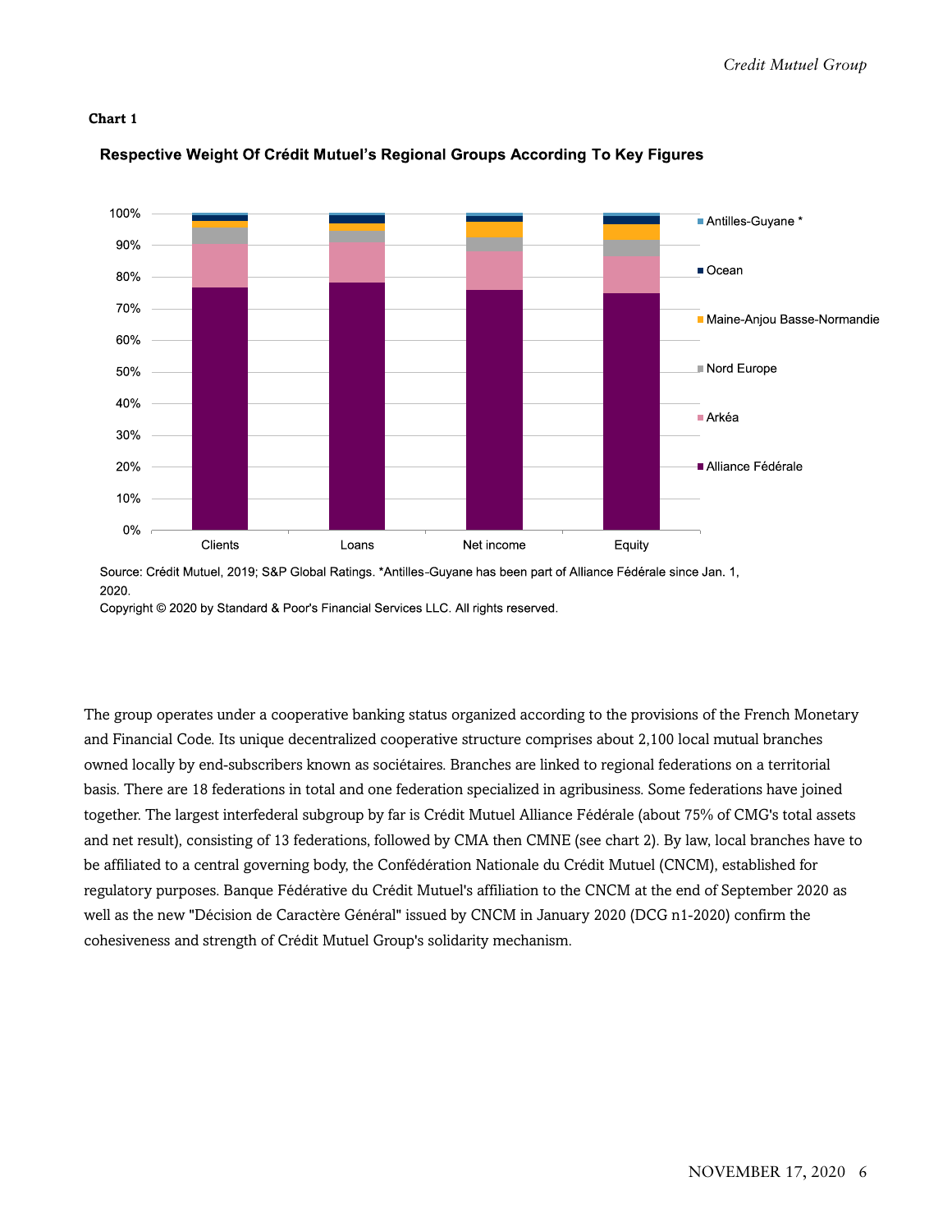**Chart 1**

**Respective Weight Of Crédit Mutuel's Regional Groups According To Key Figures**

Source: Crédit Mutuel, 2019; S&P Global Ratings. *Antilles-Guyane has been part of Alliance Fédérale since Jan. 1, 2020.

Copyright © 2020 by Standard & Poor's Financial Services LLC. All rights reserved.

The group operates under a cooperative banking status organized according to the provisions of the French Monetary and Financial Code. Its unique decentralized cooperative structure comprises about 2,100 local mutual branches owned locally by end-subscribers known as sociétaires. Branches are linked to regional federations on a territorial basis. There are 18 federations in total and one federation specialized in agribusiness. Some federations have joined together. The largest interfederal subgroup by far is Crédit Mutuel Alliance Fédérale (about 75% of CMG's total assets and net result), consisting of 13 federations, followed by CMA then CMNE (see chart 2). By law, local branches have to be affiliated to a central governing body, the Confédération Nationale du Crédit Mutuel (CNCM), established for regulatory purposes. Banque Fédérative du Crédit Mutuel's affiliation to the CNCM at the end of September 2020 as well as the new "Décision de Caractère Général" issued by CNCM in January 2020 (DCG n1-2020) confirm the cohesiveness and strength of Crédit Mutuel Group's solidarity mechanism.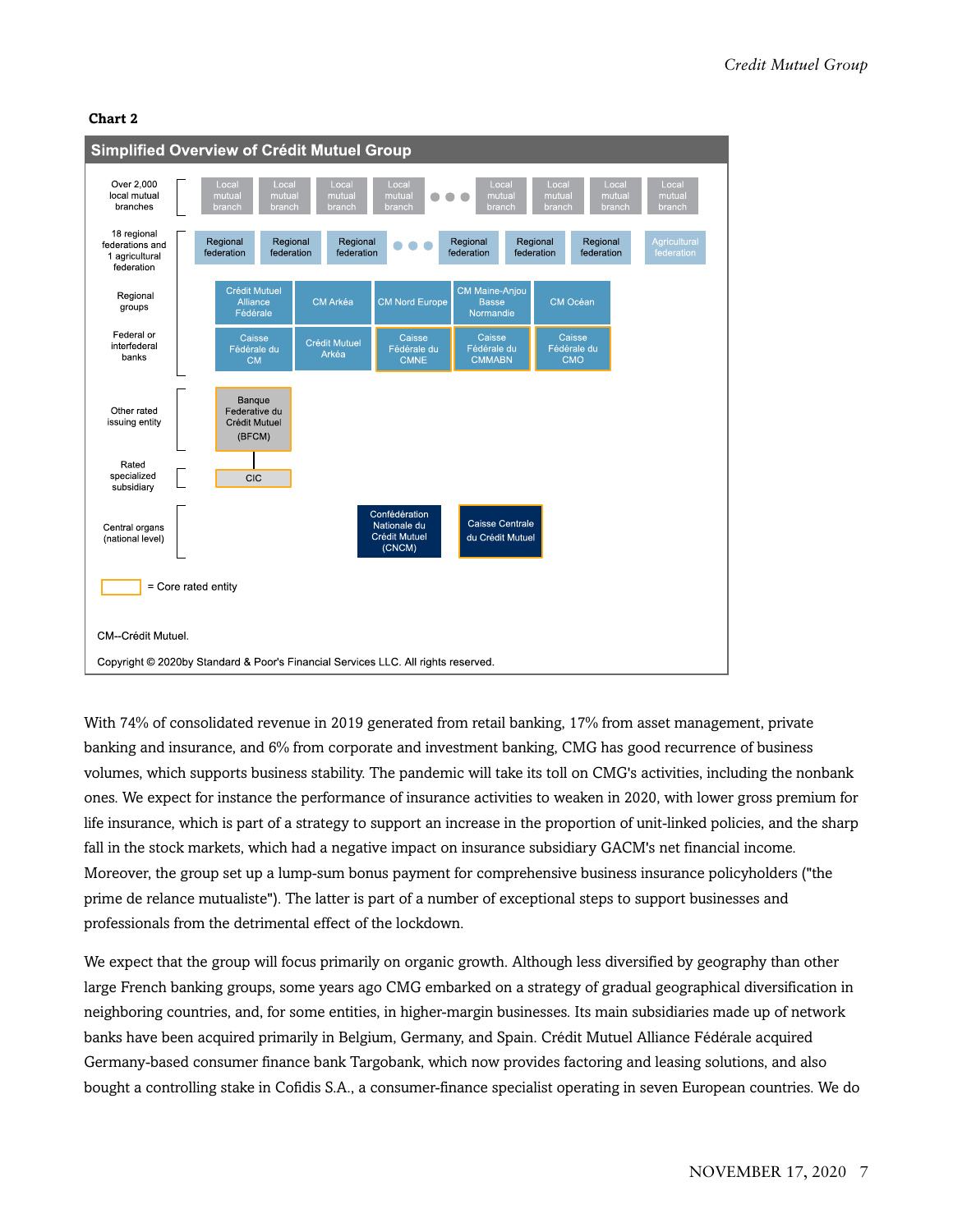**Chart 2**

**Simplified Overview of Crédit Mutuel Group**

| Level | Entities |
| --- | --- |
| Over 2,000 local mutual branches | Local mutual branch, Local mutual branch, Local mutual branch, Local mutual branch, ..., Local mutual branch, Local mutual branch, Local mutual branch, Local mutual branch |
| 18 regional federations and 1 agricultural federation | Regional federation, Regional federation, Regional federation, ..., Regional federation, Regional federation, Regional federation, Agricultural federation |
| Regional groups | Crédit Mutuel Alliance Fédérale, CM Arkéa, CM Nord Europe, CM Maine-Anjou Basse Normandie, CM Océan |
| Federal or interfederal banks | Caisse Fédérale du CM, Crédit Mutuel Arkéa, Caisse Fédérale du CMNE, Caisse Fédérale du CMMABN, Caisse Fédérale du CMO |
| Other rated issuing entity | Banque Federative du Crédit Mutuel (BFCM) |
| Rated specialized subsidiary | CIC |
| Central organs (national level) | Confédération Nationale du Crédit Mutuel (CNCM), Caisse Centrale du Crédit Mutuel |

= Core rated entity

CM--Crédit Mutuel.

Copyright © 2020by Standard & Poor's Financial Services LLC. All rights reserved.

With 74% of consolidated revenue in 2019 generated from retail banking, 17% from asset management, private banking and insurance, and 6% from corporate and investment banking, CMG has good recurrence of business volumes, which supports business stability. The pandemic will take its toll on CMG's activities, including the nonbank ones. We expect for instance the performance of insurance activities to weaken in 2020, with lower gross premium for life insurance, which is part of a strategy to support an increase in the proportion of unit-linked policies, and the sharp fall in the stock markets, which had a negative impact on insurance subsidiary GACM's net financial income. Moreover, the group set up a lump-sum bonus payment for comprehensive business insurance policyholders ("the prime de relance mutualiste"). The latter is part of a number of exceptional steps to support businesses and professionals from the detrimental effect of the lockdown.

We expect that the group will focus primarily on organic growth. Although less diversified by geography than other large French banking groups, some years ago CMG embarked on a strategy of gradual geographical diversification in neighboring countries, and, for some entities, in higher-margin businesses. Its main subsidiaries made up of network banks have been acquired primarily in Belgium, Germany, and Spain. Crédit Mutuel Alliance Fédérale acquired Germany-based consumer finance bank Targobank, which now provides factoring and leasing solutions, and also bought a controlling stake in Cofidis S.A., a consumer-finance specialist operating in seven European countries. We do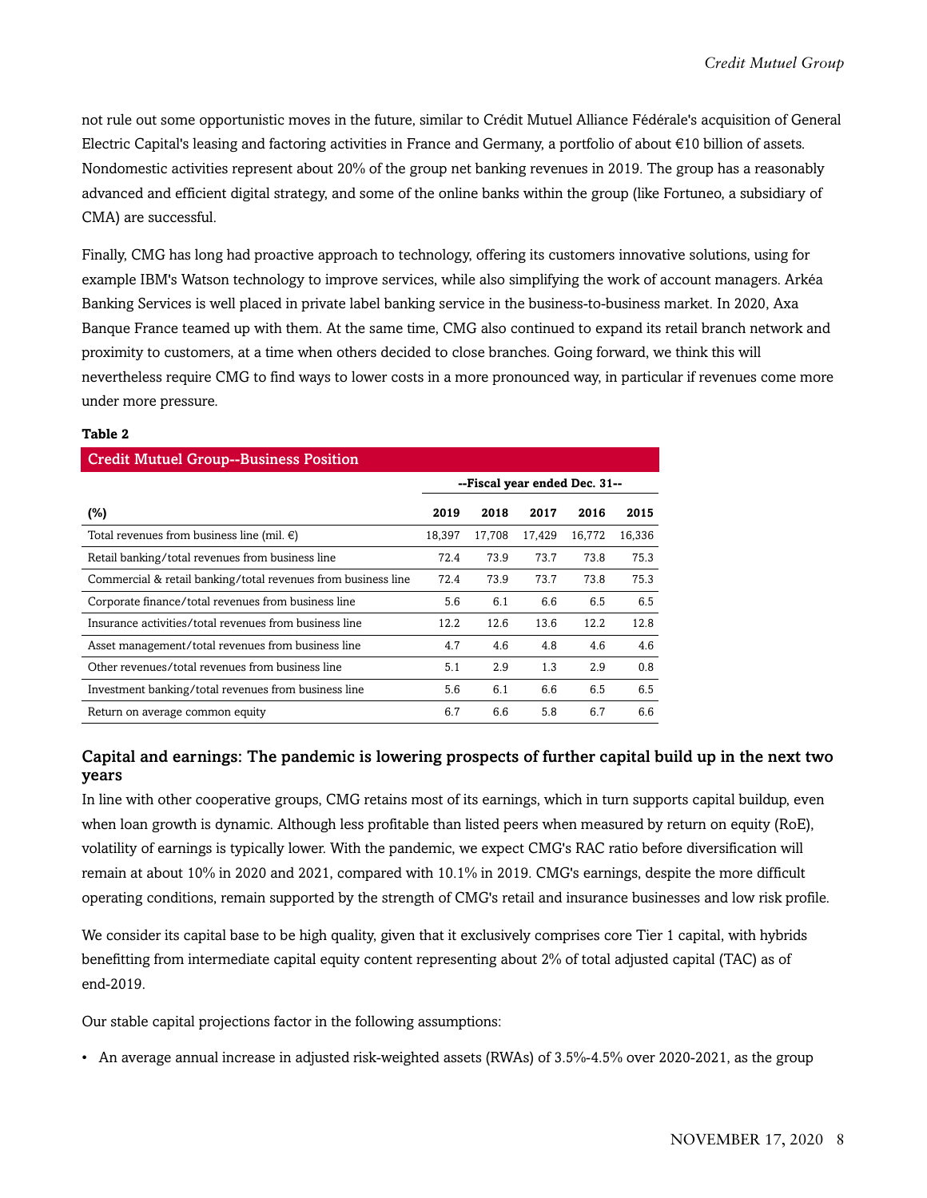not rule out some opportunistic moves in the future, similar to Crédit Mutuel Alliance Fédérale's acquisition of General Electric Capital's leasing and factoring activities in France and Germany, a portfolio of about €10 billion of assets. Nondomestic activities represent about 20% of the group net banking revenues in 2019. The group has a reasonably advanced and efficient digital strategy, and some of the online banks within the group (like Fortuneo, a subsidiary of CMA) are successful.

Finally, CMG has long had proactive approach to technology, offering its customers innovative solutions, using for example IBM's Watson technology to improve services, while also simplifying the work of account managers. Arkéa Banking Services is well placed in private label banking service in the business-to-business market. In 2020, Axa Banque France teamed up with them. At the same time, CMG also continued to expand its retail branch network and proximity to customers, at a time when others decided to close branches. Going forward, we think this will nevertheless require CMG to find ways to lower costs in a more pronounced way, in particular if revenues come more under more pressure.

**Table 2**

**Credit Mutuel Group--Business Position**

| | --Fiscal year ended Dec. 31-- | | | | |
|---|---|---|---|---|---|
| (%) | 2019 | 2018 | 2017 | 2016 | 2015 |
| Total revenues from business line (mil. €) | 18,397 | 17,708 | 17,429 | 16,772 | 16,336 |
| Retail banking/total revenues from business line | 72.4 | 73.9 | 73.7 | 73.8 | 75.3 |
| Commercial & retail banking/total revenues from business line | 72.4 | 73.9 | 73.7 | 73.8 | 75.3 |
| Corporate finance/total revenues from business line | 5.6 | 6.1 | 6.6 | 6.5 | 6.5 |
| Insurance activities/total revenues from business line | 12.2 | 12.6 | 13.6 | 12.2 | 12.8 |
| Asset management/total revenues from business line | 4.7 | 4.6 | 4.8 | 4.6 | 4.6 |
| Other revenues/total revenues from business line | 5.1 | 2.9 | 1.3 | 2.9 | 0.8 |
| Investment banking/total revenues from business line | 5.6 | 6.1 | 6.6 | 6.5 | 6.5 |
| Return on average common equity | 6.7 | 6.6 | 5.8 | 6.7 | 6.6 |

## Capital and earnings: The pandemic is lowering prospects of further capital build up in the next two years

In line with other cooperative groups, CMG retains most of its earnings, which in turn supports capital buildup, even when loan growth is dynamic. Although less profitable than listed peers when measured by return on equity (RoE), volatility of earnings is typically lower. With the pandemic, we expect CMG's RAC ratio before diversification will remain at about 10% in 2020 and 2021, compared with 10.1% in 2019. CMG's earnings, despite the more difficult operating conditions, remain supported by the strength of CMG's retail and insurance businesses and low risk profile.

We consider its capital base to be high quality, given that it exclusively comprises core Tier 1 capital, with hybrids benefitting from intermediate capital equity content representing about 2% of total adjusted capital (TAC) as of end-2019.

Our stable capital projections factor in the following assumptions:

- An average annual increase in adjusted risk-weighted assets (RWAs) of 3.5%-4.5% over 2020-2021, as the group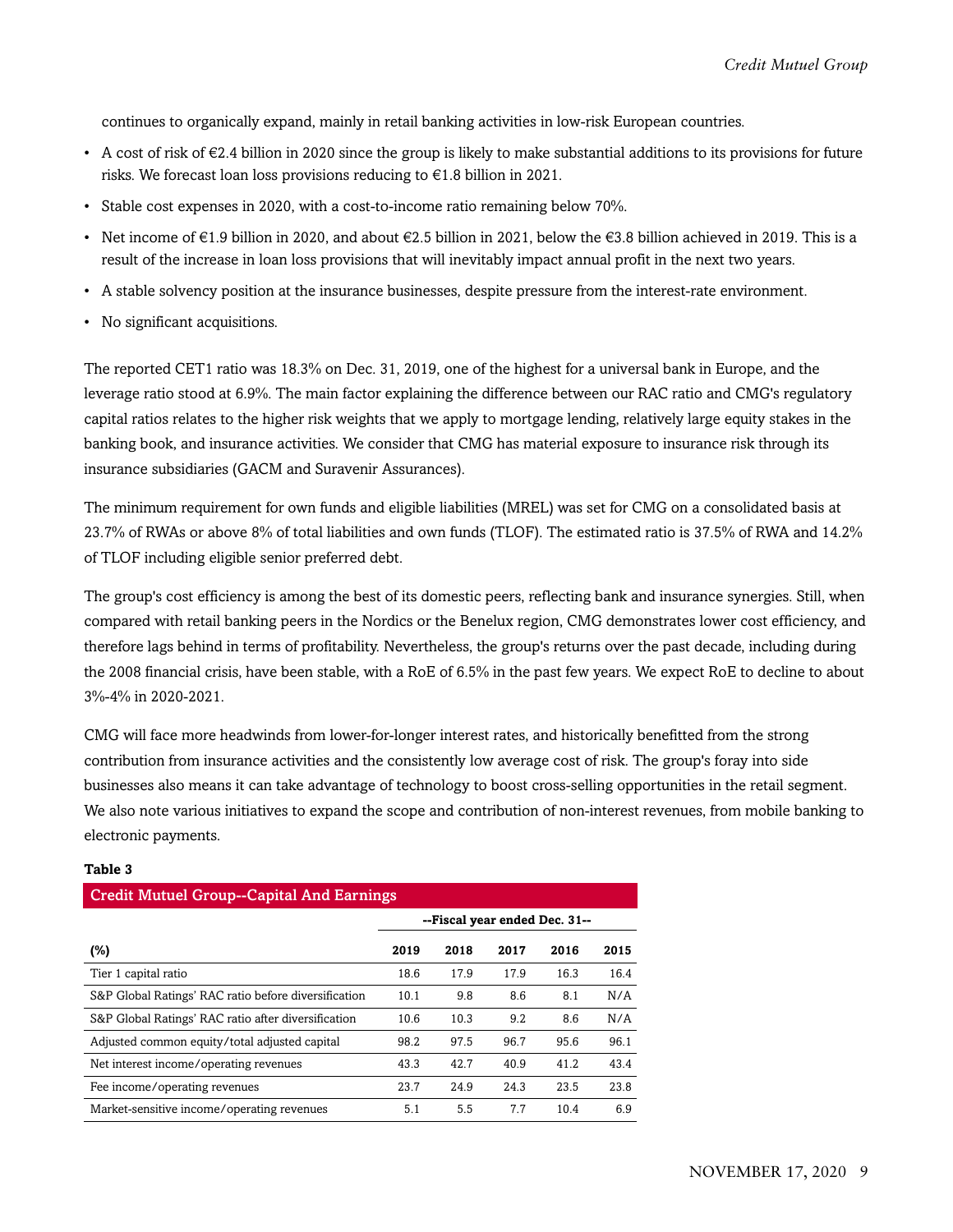continues to organically expand, mainly in retail banking activities in low-risk European countries.

- A cost of risk of €2.4 billion in 2020 since the group is likely to make substantial additions to its provisions for future risks. We forecast loan loss provisions reducing to €1.8 billion in 2021.
- Stable cost expenses in 2020, with a cost-to-income ratio remaining below 70%.
- Net income of €1.9 billion in 2020, and about €2.5 billion in 2021, below the €3.8 billion achieved in 2019. This is a result of the increase in loan loss provisions that will inevitably impact annual profit in the next two years.
- A stable solvency position at the insurance businesses, despite pressure from the interest-rate environment.
- No significant acquisitions.

The reported CET1 ratio was 18.3% on Dec. 31, 2019, one of the highest for a universal bank in Europe, and the leverage ratio stood at 6.9%. The main factor explaining the difference between our RAC ratio and CMG's regulatory capital ratios relates to the higher risk weights that we apply to mortgage lending, relatively large equity stakes in the banking book, and insurance activities. We consider that CMG has material exposure to insurance risk through its insurance subsidiaries (GACM and Suravenir Assurances).

The minimum requirement for own funds and eligible liabilities (MREL) was set for CMG on a consolidated basis at 23.7% of RWAs or above 8% of total liabilities and own funds (TLOF). The estimated ratio is 37.5% of RWA and 14.2% of TLOF including eligible senior preferred debt.

The group's cost efficiency is among the best of its domestic peers, reflecting bank and insurance synergies. Still, when compared with retail banking peers in the Nordics or the Benelux region, CMG demonstrates lower cost efficiency, and therefore lags behind in terms of profitability. Nevertheless, the group's returns over the past decade, including during the 2008 financial crisis, have been stable, with a RoE of 6.5% in the past few years. We expect RoE to decline to about 3%-4% in 2020-2021.

CMG will face more headwinds from lower-for-longer interest rates, and historically benefitted from the strong contribution from insurance activities and the consistently low average cost of risk. The group's foray into side businesses also means it can take advantage of technology to boost cross-selling opportunities in the retail segment. We also note various initiatives to expand the scope and contribution of non-interest revenues, from mobile banking to electronic payments.

**Table 3**

**Credit Mutuel Group--Capital And Earnings**

| | --Fiscal year ended Dec. 31-- | | | | |
|---|---|---|---|---|---|
| **(%)** | **2019** | **2018** | **2017** | **2016** | **2015** |
| Tier 1 capital ratio | 18.6 | 17.9 | 17.9 | 16.3 | 16.4 |
| S&P Global Ratings' RAC ratio before diversification | 10.1 | 9.8 | 8.6 | 8.1 | N/A |
| S&P Global Ratings' RAC ratio after diversification | 10.6 | 10.3 | 9.2 | 8.6 | N/A |
| Adjusted common equity/total adjusted capital | 98.2 | 97.5 | 96.7 | 95.6 | 96.1 |
| Net interest income/operating revenues | 43.3 | 42.7 | 40.9 | 41.2 | 43.4 |
| Fee income/operating revenues | 23.7 | 24.9 | 24.3 | 23.5 | 23.8 |
| Market-sensitive income/operating revenues | 5.1 | 5.5 | 7.7 | 10.4 | 6.9 |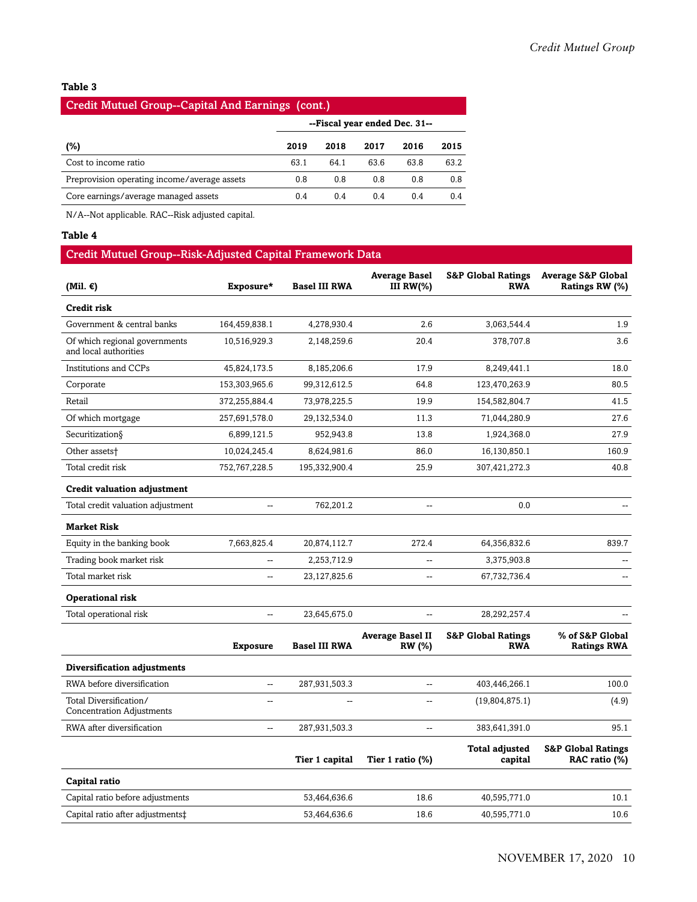**Table 3**

## Credit Mutuel Group--Capital And Earnings (cont.)

| | --Fiscal year ended Dec. 31-- | | | | |
|---|---|---|---|---|---|
| **(%)** | **2019** | **2018** | **2017** | **2016** | **2015** |
| Cost to income ratio | 63.1 | 64.1 | 63.6 | 63.8 | 63.2 |
| Preprovision operating income/average assets | 0.8 | 0.8 | 0.8 | 0.8 | 0.8 |
| Core earnings/average managed assets | 0.4 | 0.4 | 0.4 | 0.4 | 0.4 |

N/A--Not applicable. RAC--Risk adjusted capital.

**Table 4**

## Credit Mutuel Group--Risk-Adjusted Capital Framework Data

| (Mil. €) | Exposure* | Basel III RWA | Average Basel III RW(%) | S&P Global Ratings RWA | Average S&P Global Ratings RW (%) |
|---|---|---|---|---|---|
| **Credit risk** | | | | | |
| Government & central banks | 164,459,838.1 | 4,278,930.4 | 2.6 | 3,063,544.4 | 1.9 |
| Of which regional governments and local authorities | 10,516,929.3 | 2,148,259.6 | 20.4 | 378,707.8 | 3.6 |
| Institutions and CCPs | 45,824,173.5 | 8,185,206.6 | 17.9 | 8,249,441.1 | 18.0 |
| Corporate | 153,303,965.6 | 99,312,612.5 | 64.8 | 123,470,263.9 | 80.5 |
| Retail | 372,255,884.4 | 73,978,225.5 | 19.9 | 154,582,804.7 | 41.5 |
| Of which mortgage | 257,691,578.0 | 29,132,534.0 | 11.3 | 71,044,280.9 | 27.6 |
| Securitization§ | 6,899,121.5 | 952,943.8 | 13.8 | 1,924,368.0 | 27.9 |
| Other assets† | 10,024,245.4 | 8,624,981.6 | 86.0 | 16,130,850.1 | 160.9 |
| Total credit risk | 752,767,228.5 | 195,332,900.4 | 25.9 | 307,421,272.3 | 40.8 |
| **Credit valuation adjustment** | | | | | |
| Total credit valuation adjustment | -- | 762,201.2 | -- | 0.0 | -- |
| **Market Risk** | | | | | |
| Equity in the banking book | 7,663,825.4 | 20,874,112.7 | 272.4 | 64,356,832.6 | 839.7 |
| Trading book market risk | -- | 2,253,712.9 | -- | 3,375,903.8 | -- |
| Total market risk | -- | 23,127,825.6 | -- | 67,732,736.4 | -- |
| **Operational risk** | | | | | |
| Total operational risk | -- | 23,645,675.0 | -- | 28,292,257.4 | -- |
| | **Exposure** | **Basel III RWA** | **Average Basel II RW (%)** | **S&P Global Ratings RWA** | **% of S&P Global Ratings RWA** |
| **Diversification adjustments** | | | | | |
| RWA before diversification | -- | 287,931,503.3 | -- | 403,446,266.1 | 100.0 |
| Total Diversification/ Concentration Adjustments | -- | -- | -- | (19,804,875.1) | (4.9) |
| RWA after diversification | -- | 287,931,503.3 | -- | 383,641,391.0 | 95.1 |
| | | **Tier 1 capital** | **Tier 1 ratio (%)** | **Total adjusted capital** | **S&P Global Ratings RAC ratio (%)** |
| **Capital ratio** | | | | | |
| Capital ratio before adjustments | | 53,464,636.6 | 18.6 | 40,595,771.0 | 10.1 |
| Capital ratio after adjustments‡ | | 53,464,636.6 | 18.6 | 40,595,771.0 | 10.6 |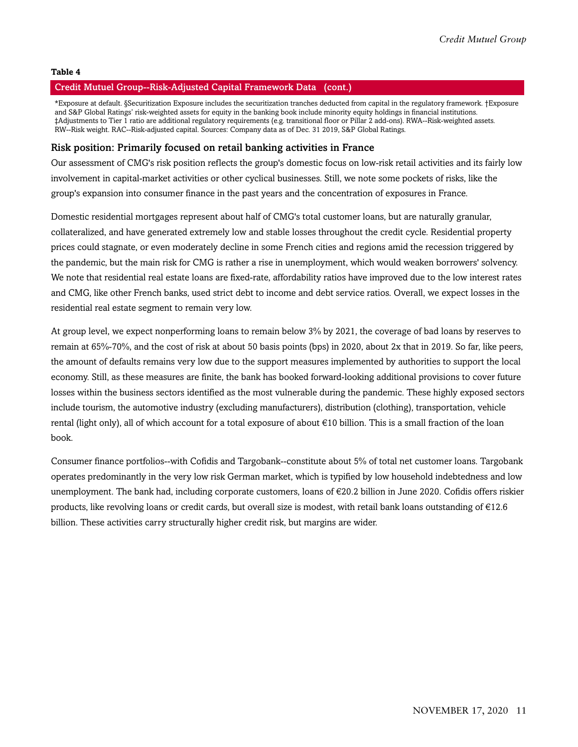**Table 4**

**Credit Mutuel Group--Risk-Adjusted Capital Framework Data (cont.)**

*Exposure at default. §Securitization Exposure includes the securitization tranches deducted from capital in the regulatory framework. †Exposure and S&P Global Ratings' risk-weighted assets for equity in the banking book include minority equity holdings in financial institutions. ‡Adjustments to Tier 1 ratio are additional regulatory requirements (e.g. transitional floor or Pillar 2 add-ons). RWA--Risk-weighted assets. RW--Risk weight. RAC--Risk-adjusted capital. Sources: Company data as of Dec. 31 2019, S&P Global Ratings.

## Risk position: Primarily focused on retail banking activities in France

Our assessment of CMG's risk position reflects the group's domestic focus on low-risk retail activities and its fairly low involvement in capital-market activities or other cyclical businesses. Still, we note some pockets of risks, like the group's expansion into consumer finance in the past years and the concentration of exposures in France.

Domestic residential mortgages represent about half of CMG's total customer loans, but are naturally granular, collateralized, and have generated extremely low and stable losses throughout the credit cycle. Residential property prices could stagnate, or even moderately decline in some French cities and regions amid the recession triggered by the pandemic, but the main risk for CMG is rather a rise in unemployment, which would weaken borrowers' solvency. We note that residential real estate loans are fixed-rate, affordability ratios have improved due to the low interest rates and CMG, like other French banks, used strict debt to income and debt service ratios. Overall, we expect losses in the residential real estate segment to remain very low.

At group level, we expect nonperforming loans to remain below 3% by 2021, the coverage of bad loans by reserves to remain at 65%-70%, and the cost of risk at about 50 basis points (bps) in 2020, about 2x that in 2019. So far, like peers, the amount of defaults remains very low due to the support measures implemented by authorities to support the local economy. Still, as these measures are finite, the bank has booked forward-looking additional provisions to cover future losses within the business sectors identified as the most vulnerable during the pandemic. These highly exposed sectors include tourism, the automotive industry (excluding manufacturers), distribution (clothing), transportation, vehicle rental (light only), all of which account for a total exposure of about €10 billion. This is a small fraction of the loan book.

Consumer finance portfolios--with Cofidis and Targobank--constitute about 5% of total net customer loans. Targobank operates predominantly in the very low risk German market, which is typified by low household indebtedness and low unemployment. The bank had, including corporate customers, loans of €20.2 billion in June 2020. Cofidis offers riskier products, like revolving loans or credit cards, but overall size is modest, with retail bank loans outstanding of €12.6 billion. These activities carry structurally higher credit risk, but margins are wider.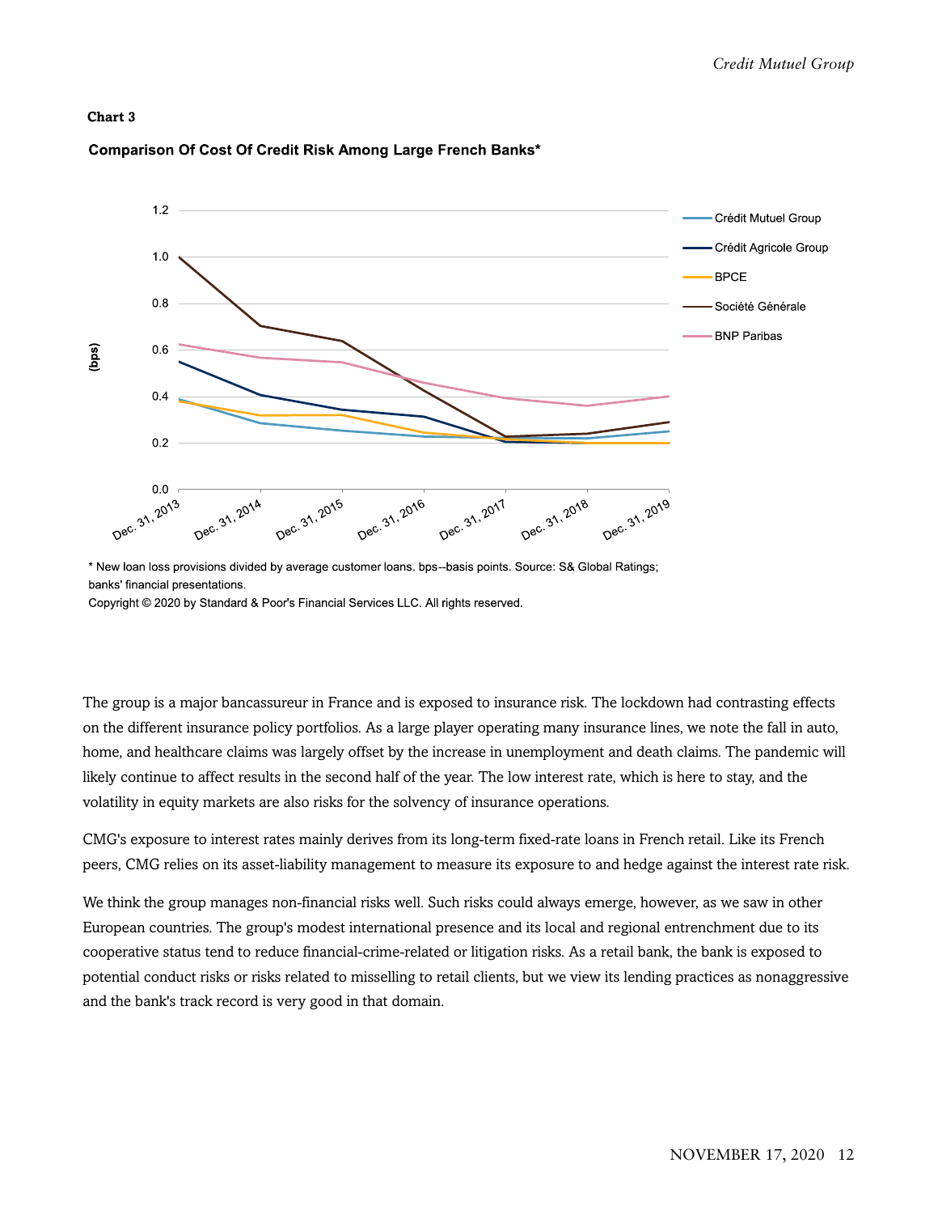**Chart 3**

**Comparison Of Cost Of Credit Risk Among Large French Banks***

* New loan loss provisions divided by average customer loans. bps--basis points. Source: S& Global Ratings; banks' financial presentations.

Copyright © 2020 by Standard & Poor's Financial Services LLC. All rights reserved.

The group is a major bancassureur in France and is exposed to insurance risk. The lockdown had contrasting effects on the different insurance policy portfolios. As a large player operating many insurance lines, we note the fall in auto, home, and healthcare claims was largely offset by the increase in unemployment and death claims. The pandemic will likely continue to affect results in the second half of the year. The low interest rate, which is here to stay, and the volatility in equity markets are also risks for the solvency of insurance operations.

CMG's exposure to interest rates mainly derives from its long-term fixed-rate loans in French retail. Like its French peers, CMG relies on its asset-liability management to measure its exposure to and hedge against the interest rate risk.

We think the group manages non-financial risks well. Such risks could always emerge, however, as we saw in other European countries. The group's modest international presence and its local and regional entrenchment due to its cooperative status tend to reduce financial-crime-related or litigation risks. As a retail bank, the bank is exposed to potential conduct risks or risks related to misselling to retail clients, but we view its lending practices as nonaggressive and the bank's track record is very good in that domain.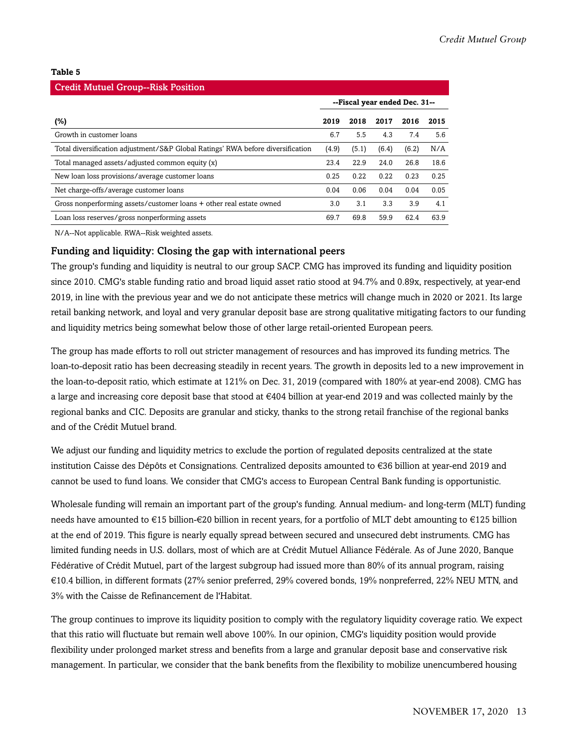**Table 5**

**Credit Mutuel Group--Risk Position**

| | --Fiscal year ended Dec. 31-- | | | | |
|---|---|---|---|---|---|
| **(%)** | **2019** | **2018** | **2017** | **2016** | **2015** |
| Growth in customer loans | 6.7 | 5.5 | 4.3 | 7.4 | 5.6 |
| Total diversification adjustment/S&P Global Ratings' RWA before diversification | (4.9) | (5.1) | (6.4) | (6.2) | N/A |
| Total managed assets/adjusted common equity (x) | 23.4 | 22.9 | 24.0 | 26.8 | 18.6 |
| New loan loss provisions/average customer loans | 0.25 | 0.22 | 0.22 | 0.23 | 0.25 |
| Net charge-offs/average customer loans | 0.04 | 0.06 | 0.04 | 0.04 | 0.05 |
| Gross nonperforming assets/customer loans + other real estate owned | 3.0 | 3.1 | 3.3 | 3.9 | 4.1 |
| Loan loss reserves/gross nonperforming assets | 69.7 | 69.8 | 59.9 | 62.4 | 63.9 |

N/A--Not applicable. RWA--Risk weighted assets.

### Funding and liquidity: Closing the gap with international peers

The group's funding and liquidity is neutral to our group SACP. CMG has improved its funding and liquidity position since 2010. CMG's stable funding ratio and broad liquid asset ratio stood at 94.7% and 0.89x, respectively, at year-end 2019, in line with the previous year and we do not anticipate these metrics will change much in 2020 or 2021. Its large retail banking network, and loyal and very granular deposit base are strong qualitative mitigating factors to our funding and liquidity metrics being somewhat below those of other large retail-oriented European peers.

The group has made efforts to roll out stricter management of resources and has improved its funding metrics. The loan-to-deposit ratio has been decreasing steadily in recent years. The growth in deposits led to a new improvement in the loan-to-deposit ratio, which estimate at 121% on Dec. 31, 2019 (compared with 180% at year-end 2008). CMG has a large and increasing core deposit base that stood at €404 billion at year-end 2019 and was collected mainly by the regional banks and CIC. Deposits are granular and sticky, thanks to the strong retail franchise of the regional banks and of the Crédit Mutuel brand.

We adjust our funding and liquidity metrics to exclude the portion of regulated deposits centralized at the state institution Caisse des Dépôts et Consignations. Centralized deposits amounted to €36 billion at year-end 2019 and cannot be used to fund loans. We consider that CMG's access to European Central Bank funding is opportunistic.

Wholesale funding will remain an important part of the group's funding. Annual medium- and long-term (MLT) funding needs have amounted to €15 billion-€20 billion in recent years, for a portfolio of MLT debt amounting to €125 billion at the end of 2019. This figure is nearly equally spread between secured and unsecured debt instruments. CMG has limited funding needs in U.S. dollars, most of which are at Crédit Mutuel Alliance Fédérale. As of June 2020, Banque Fédérative of Crédit Mutuel, part of the largest subgroup had issued more than 80% of its annual program, raising €10.4 billion, in different formats (27% senior preferred, 29% covered bonds, 19% nonpreferred, 22% NEU MTN, and 3% with the Caisse de Refinancement de l'Habitat.

The group continues to improve its liquidity position to comply with the regulatory liquidity coverage ratio. We expect that this ratio will fluctuate but remain well above 100%. In our opinion, CMG's liquidity position would provide flexibility under prolonged market stress and benefits from a large and granular deposit base and conservative risk management. In particular, we consider that the bank benefits from the flexibility to mobilize unencumbered housing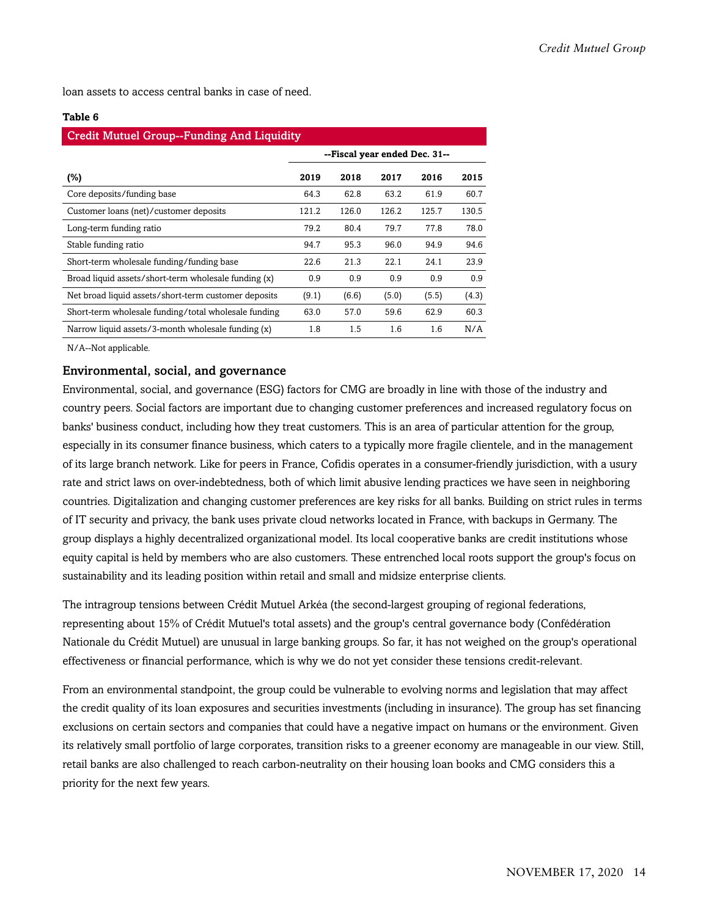loan assets to access central banks in case of need.

**Table 6**

| Credit Mutuel Group--Funding And Liquidity | | | | | |
|---|---|---|---|---|---|
| | --Fiscal year ended Dec. 31-- | | | | |
| **(%)** | **2019** | **2018** | **2017** | **2016** | **2015** |
| Core deposits/funding base | 64.3 | 62.8 | 63.2 | 61.9 | 60.7 |
| Customer loans (net)/customer deposits | 121.2 | 126.0 | 126.2 | 125.7 | 130.5 |
| Long-term funding ratio | 79.2 | 80.4 | 79.7 | 77.8 | 78.0 |
| Stable funding ratio | 94.7 | 95.3 | 96.0 | 94.9 | 94.6 |
| Short-term wholesale funding/funding base | 22.6 | 21.3 | 22.1 | 24.1 | 23.9 |
| Broad liquid assets/short-term wholesale funding (x) | 0.9 | 0.9 | 0.9 | 0.9 | 0.9 |
| Net broad liquid assets/short-term customer deposits | (9.1) | (6.6) | (5.0) | (5.5) | (4.3) |
| Short-term wholesale funding/total wholesale funding | 63.0 | 57.0 | 59.6 | 62.9 | 60.3 |
| Narrow liquid assets/3-month wholesale funding (x) | 1.8 | 1.5 | 1.6 | 1.6 | N/A |

N/A--Not applicable.

### Environmental, social, and governance

Environmental, social, and governance (ESG) factors for CMG are broadly in line with those of the industry and country peers. Social factors are important due to changing customer preferences and increased regulatory focus on banks' business conduct, including how they treat customers. This is an area of particular attention for the group, especially in its consumer finance business, which caters to a typically more fragile clientele, and in the management of its large branch network. Like for peers in France, Cofidis operates in a consumer-friendly jurisdiction, with a usury rate and strict laws on over-indebtedness, both of which limit abusive lending practices we have seen in neighboring countries. Digitalization and changing customer preferences are key risks for all banks. Building on strict rules in terms of IT security and privacy, the bank uses private cloud networks located in France, with backups in Germany. The group displays a highly decentralized organizational model. Its local cooperative banks are credit institutions whose equity capital is held by members who are also customers. These entrenched local roots support the group's focus on sustainability and its leading position within retail and small and midsize enterprise clients.

The intragroup tensions between Crédit Mutuel Arkéa (the second-largest grouping of regional federations, representing about 15% of Crédit Mutuel's total assets) and the group's central governance body (Confédération Nationale du Crédit Mutuel) are unusual in large banking groups. So far, it has not weighed on the group's operational effectiveness or financial performance, which is why we do not yet consider these tensions credit-relevant.

From an environmental standpoint, the group could be vulnerable to evolving norms and legislation that may affect the credit quality of its loan exposures and securities investments (including in insurance). The group has set financing exclusions on certain sectors and companies that could have a negative impact on humans or the environment. Given its relatively small portfolio of large corporates, transition risks to a greener economy are manageable in our view. Still, retail banks are also challenged to reach carbon-neutrality on their housing loan books and CMG considers this a priority for the next few years.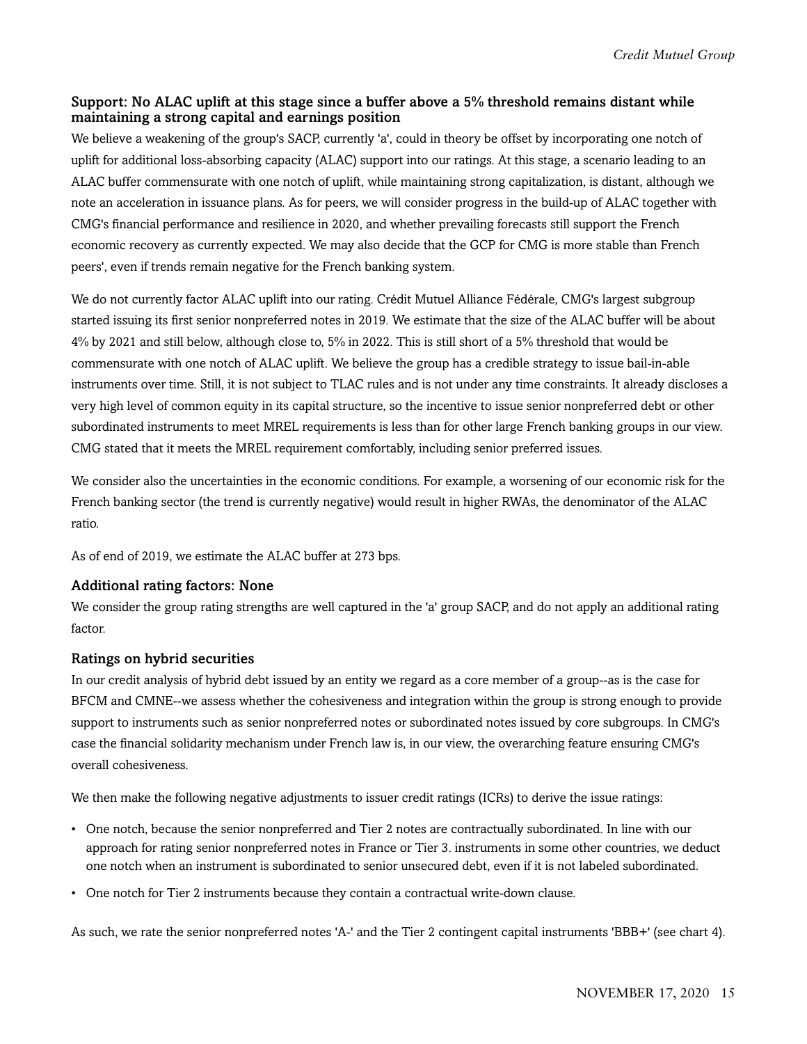### Support: No ALAC uplift at this stage since a buffer above a 5% threshold remains distant while maintaining a strong capital and earnings position

We believe a weakening of the group's SACP, currently 'a', could in theory be offset by incorporating one notch of uplift for additional loss-absorbing capacity (ALAC) support into our ratings. At this stage, a scenario leading to an ALAC buffer commensurate with one notch of uplift, while maintaining strong capitalization, is distant, although we note an acceleration in issuance plans. As for peers, we will consider progress in the build-up of ALAC together with CMG's financial performance and resilience in 2020, and whether prevailing forecasts still support the French economic recovery as currently expected. We may also decide that the GCP for CMG is more stable than French peers', even if trends remain negative for the French banking system.

We do not currently factor ALAC uplift into our rating. Crédit Mutuel Alliance Fédérale, CMG's largest subgroup started issuing its first senior nonpreferred notes in 2019. We estimate that the size of the ALAC buffer will be about 4% by 2021 and still below, although close to, 5% in 2022. This is still short of a 5% threshold that would be commensurate with one notch of ALAC uplift. We believe the group has a credible strategy to issue bail-in-able instruments over time. Still, it is not subject to TLAC rules and is not under any time constraints. It already discloses a very high level of common equity in its capital structure, so the incentive to issue senior nonpreferred debt or other subordinated instruments to meet MREL requirements is less than for other large French banking groups in our view. CMG stated that it meets the MREL requirement comfortably, including senior preferred issues.

We consider also the uncertainties in the economic conditions. For example, a worsening of our economic risk for the French banking sector (the trend is currently negative) would result in higher RWAs, the denominator of the ALAC ratio.

As of end of 2019, we estimate the ALAC buffer at 273 bps.

### Additional rating factors: None

We consider the group rating strengths are well captured in the 'a' group SACP, and do not apply an additional rating factor.

### Ratings on hybrid securities

In our credit analysis of hybrid debt issued by an entity we regard as a core member of a group--as is the case for BFCM and CMNE--we assess whether the cohesiveness and integration within the group is strong enough to provide support to instruments such as senior nonpreferred notes or subordinated notes issued by core subgroups. In CMG's case the financial solidarity mechanism under French law is, in our view, the overarching feature ensuring CMG's overall cohesiveness.

We then make the following negative adjustments to issuer credit ratings (ICRs) to derive the issue ratings:

- One notch, because the senior nonpreferred and Tier 2 notes are contractually subordinated. In line with our approach for rating senior nonpreferred notes in France or Tier 3. instruments in some other countries, we deduct one notch when an instrument is subordinated to senior unsecured debt, even if it is not labeled subordinated.
- One notch for Tier 2 instruments because they contain a contractual write-down clause.

As such, we rate the senior nonpreferred notes 'A-' and the Tier 2 contingent capital instruments 'BBB+' (see chart 4).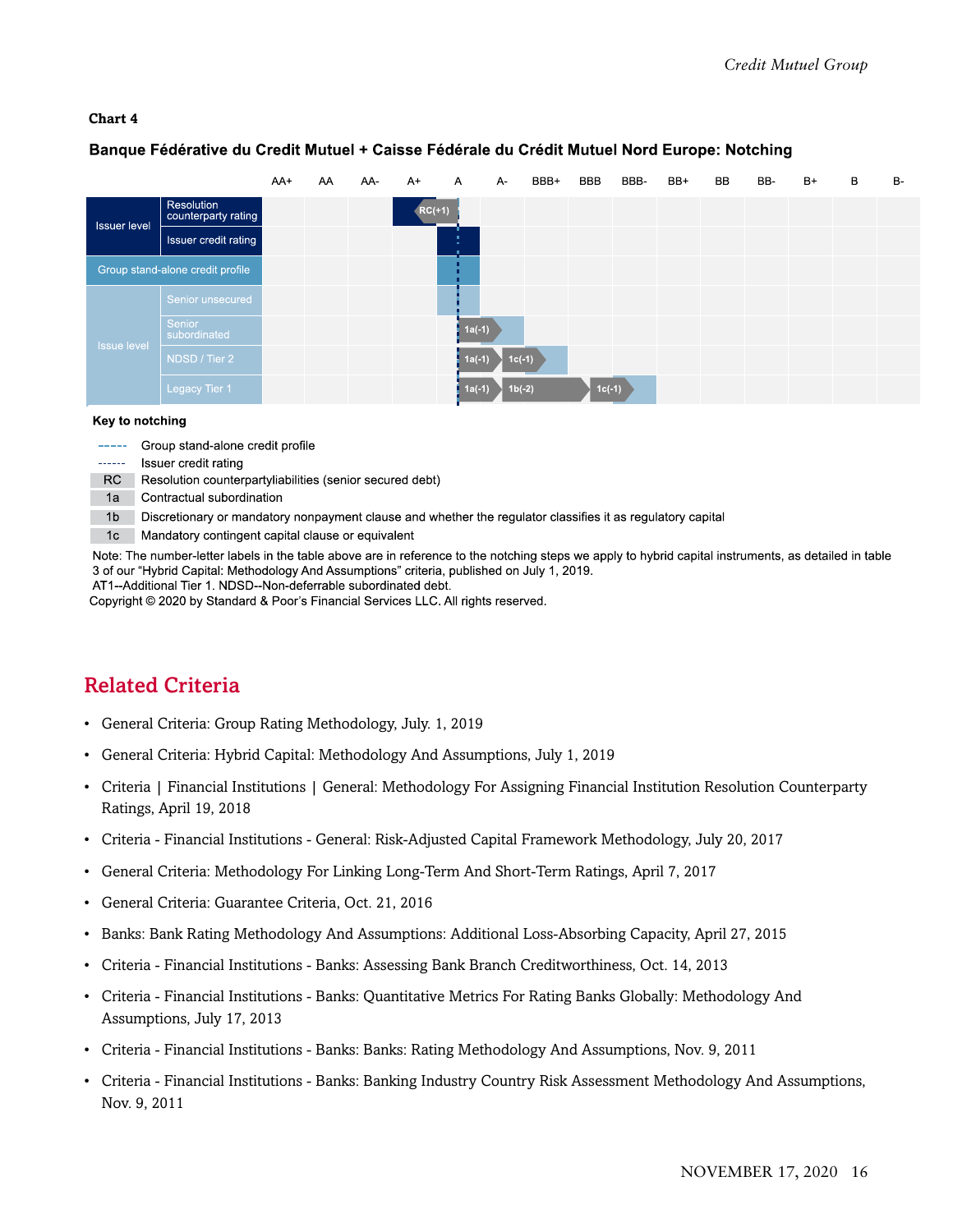**Chart 4**

**Banque Fédérative du Credit Mutuel + Caisse Fédérale du Crédit Mutuel Nord Europe: Notching**

| | | AA+ | AA | AA- | A+ | A | A- | BBB+ | BBB | BBB- | BB+ | BB | BB- | B+ | B | B- |
|---|---|---|---|---|---|---|---|---|---|---|---|---|---|---|---|---|
| Issuer level | Resolution counterparty rating | | | | RC(+1) | | | | | | | | | | | |
| | Issuer credit rating | | | | | A | | | | | | | | | | |
| Group stand-alone credit profile | | | | | | A | | | | | | | | | | |
| Issue level | Senior unsecured | | | | | A | | | | | | | | | | |
| | Senior subordinated | | | | | | 1a(-1) | | | | | | | | | |
| | NDSD / Tier 2 | | | | | | 1a(-1) | 1c(-1) | | | | | | | | |
| | Legacy Tier 1 | | | | | | 1a(-1) | 1b(-2) | | 1c(-1) | | | | | | |

**Key to notching**

- ----- Group stand-alone credit profile
- ------ Issuer credit rating
- RC — Resolution counterpartyliabilities (senior secured debt)
- 1a — Contractual subordination
- 1b — Discretionary or mandatory nonpayment clause and whether the regulator classifies it as regulatory capital
- 1c — Mandatory contingent capital clause or equivalent

Note: The number-letter labels in the table above are in reference to the notching steps we apply to hybrid capital instruments, as detailed in table 3 of our "Hybrid Capital: Methodology And Assumptions" criteria, published on July 1, 2019.
AT1--Additional Tier 1. NDSD--Non-deferrable subordinated debt.
Copyright © 2020 by Standard & Poor's Financial Services LLC. All rights reserved.

## Related Criteria

- General Criteria: Group Rating Methodology, July. 1, 2019
- General Criteria: Hybrid Capital: Methodology And Assumptions, July 1, 2019
- Criteria | Financial Institutions | General: Methodology For Assigning Financial Institution Resolution Counterparty Ratings, April 19, 2018
- Criteria - Financial Institutions - General: Risk-Adjusted Capital Framework Methodology, July 20, 2017
- General Criteria: Methodology For Linking Long-Term And Short-Term Ratings, April 7, 2017
- General Criteria: Guarantee Criteria, Oct. 21, 2016
- Banks: Bank Rating Methodology And Assumptions: Additional Loss-Absorbing Capacity, April 27, 2015
- Criteria - Financial Institutions - Banks: Assessing Bank Branch Creditworthiness, Oct. 14, 2013
- Criteria - Financial Institutions - Banks: Quantitative Metrics For Rating Banks Globally: Methodology And Assumptions, July 17, 2013
- Criteria - Financial Institutions - Banks: Banks: Rating Methodology And Assumptions, Nov. 9, 2011
- Criteria - Financial Institutions - Banks: Banking Industry Country Risk Assessment Methodology And Assumptions, Nov. 9, 2011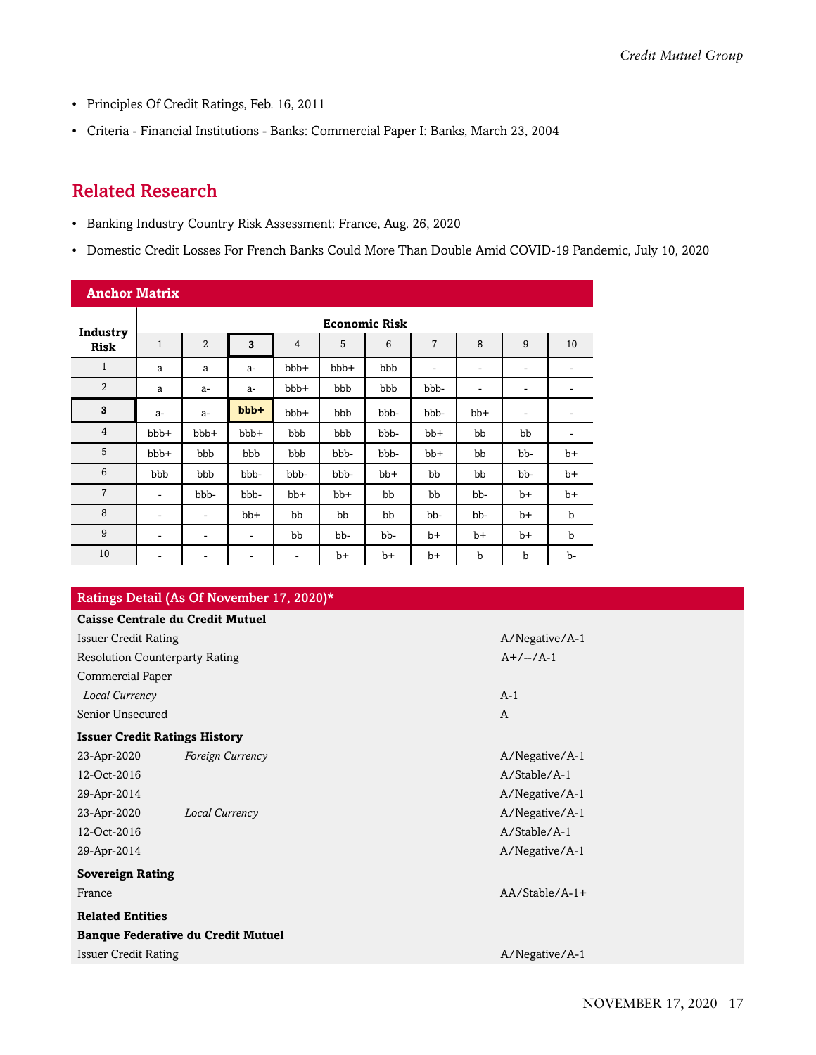- Principles Of Credit Ratings, Feb. 16, 2011
- Criteria - Financial Institutions - Banks: Commercial Paper I: Banks, March 23, 2004

## Related Research

- Banking Industry Country Risk Assessment: France, Aug. 26, 2020
- Domestic Credit Losses For French Banks Could More Than Double Amid COVID-19 Pandemic, July 10, 2020

**Anchor Matrix**

| Industry Risk | Economic Risk | | | | | | | | | |
|---|---|---|---|---|---|---|---|---|---|---|
| | 1 | 2 | **3** | 4 | 5 | 6 | 7 | 8 | 9 | 10 |
| 1 | a | a | a- | bbb+ | bbb+ | bbb | - | - | - | - |
| 2 | a | a- | a- | bbb+ | bbb | bbb | bbb- | - | - | - |
| **3** | a- | a- | **bbb+** | bbb+ | bbb | bbb- | bbb- | bb+ | - | - |
| 4 | bbb+ | bbb+ | bbb+ | bbb | bbb | bbb- | bb+ | bb | bb | - |
| 5 | bbb+ | bbb | bbb | bbb | bbb- | bbb- | bb+ | bb | bb- | b+ |
| 6 | bbb | bbb | bbb- | bbb- | bbb- | bb+ | bb | bb | bb- | b+ |
| 7 | - | bbb- | bbb- | bb+ | bb+ | bb | bb | bb- | b+ | b+ |
| 8 | - | - | bb+ | bb | bb | bb | bb- | bb- | b+ | b |
| 9 | - | - | - | bb | bb- | bb- | b+ | b+ | b+ | b |
| 10 | - | - | - | - | b+ | b+ | b+ | b | b | b- |

**Ratings Detail (As Of November 17, 2020)***

| | | |
|---|---|---|
| **Caisse Centrale du Credit Mutuel** | | |
| Issuer Credit Rating | | A/Negative/A-1 |
| Resolution Counterparty Rating | | A+/--/A-1 |
| Commercial Paper | | |
| *Local Currency* | | A-1 |
| Senior Unsecured | | A |
| **Issuer Credit Ratings History** | | |
| 23-Apr-2020 | *Foreign Currency* | A/Negative/A-1 |
| 12-Oct-2016 | | A/Stable/A-1 |
| 29-Apr-2014 | | A/Negative/A-1 |
| 23-Apr-2020 | *Local Currency* | A/Negative/A-1 |
| 12-Oct-2016 | | A/Stable/A-1 |
| 29-Apr-2014 | | A/Negative/A-1 |
| **Sovereign Rating** | | |
| France | | AA/Stable/A-1+ |
| **Related Entities** | | |
| **Banque Federative du Credit Mutuel** | | |
| Issuer Credit Rating | | A/Negative/A-1 |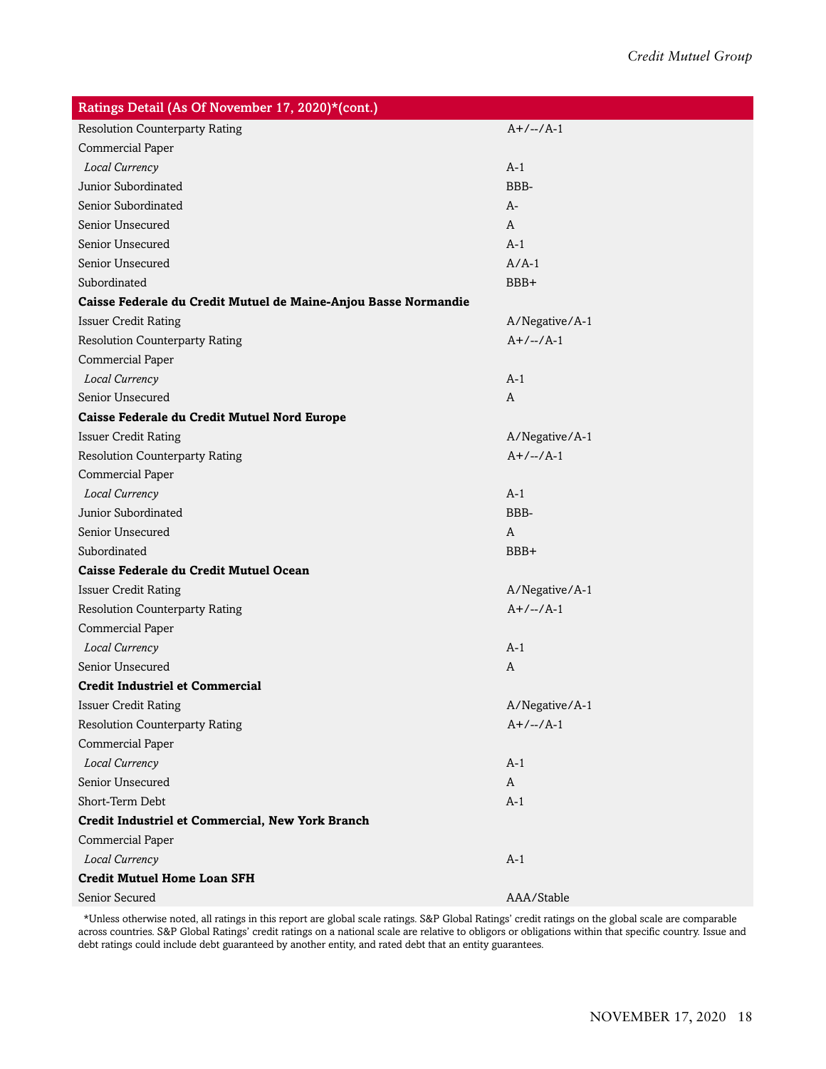| Ratings Detail (As Of November 17, 2020)*(cont.) | |
|---|---|
| Resolution Counterparty Rating | A+/--/A-1 |
| Commercial Paper | |
| *Local Currency* | A-1 |
| Junior Subordinated | BBB- |
| Senior Subordinated | A- |
| Senior Unsecured | A |
| Senior Unsecured | A-1 |
| Senior Unsecured | A/A-1 |
| Subordinated | BBB+ |
| **Caisse Federale du Credit Mutuel de Maine-Anjou Basse Normandie** | |
| Issuer Credit Rating | A/Negative/A-1 |
| Resolution Counterparty Rating | A+/--/A-1 |
| Commercial Paper | |
| *Local Currency* | A-1 |
| Senior Unsecured | A |
| **Caisse Federale du Credit Mutuel Nord Europe** | |
| Issuer Credit Rating | A/Negative/A-1 |
| Resolution Counterparty Rating | A+/--/A-1 |
| Commercial Paper | |
| *Local Currency* | A-1 |
| Junior Subordinated | BBB- |
| Senior Unsecured | A |
| Subordinated | BBB+ |
| **Caisse Federale du Credit Mutuel Ocean** | |
| Issuer Credit Rating | A/Negative/A-1 |
| Resolution Counterparty Rating | A+/--/A-1 |
| Commercial Paper | |
| *Local Currency* | A-1 |
| Senior Unsecured | A |
| **Credit Industriel et Commercial** | |
| Issuer Credit Rating | A/Negative/A-1 |
| Resolution Counterparty Rating | A+/--/A-1 |
| Commercial Paper | |
| *Local Currency* | A-1 |
| Senior Unsecured | A |
| Short-Term Debt | A-1 |
| **Credit Industriel et Commercial, New York Branch** | |
| Commercial Paper | |
| *Local Currency* | A-1 |
| **Credit Mutuel Home Loan SFH** | |
| Senior Secured | AAA/Stable |

*Unless otherwise noted, all ratings in this report are global scale ratings. S&P Global Ratings' credit ratings on the global scale are comparable across countries. S&P Global Ratings' credit ratings on a national scale are relative to obligors or obligations within that specific country. Issue and debt ratings could include debt guaranteed by another entity, and rated debt that an entity guarantees.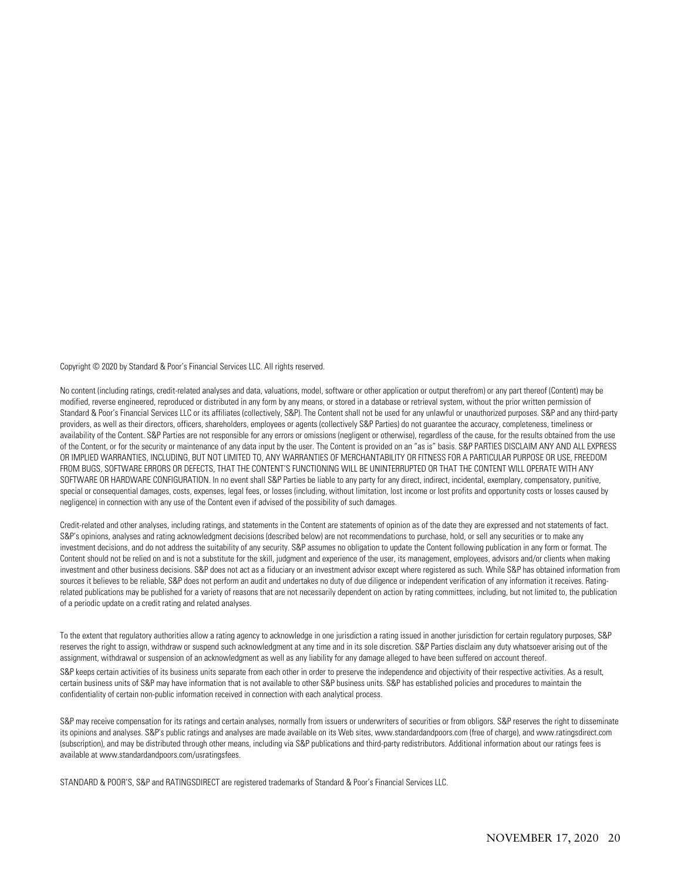Copyright © 2020 by Standard & Poor's Financial Services LLC. All rights reserved.

No content (including ratings, credit-related analyses and data, valuations, model, software or other application or output therefrom) or any part thereof (Content) may be modified, reverse engineered, reproduced or distributed in any form by any means, or stored in a database or retrieval system, without the prior written permission of Standard & Poor's Financial Services LLC or its affiliates (collectively, S&P). The Content shall not be used for any unlawful or unauthorized purposes. S&P and any third-party providers, as well as their directors, officers, shareholders, employees or agents (collectively S&P Parties) do not guarantee the accuracy, completeness, timeliness or availability of the Content. S&P Parties are not responsible for any errors or omissions (negligent or otherwise), regardless of the cause, for the results obtained from the use of the Content, or for the security or maintenance of any data input by the user. The Content is provided on an "as is" basis. S&P PARTIES DISCLAIM ANY AND ALL EXPRESS OR IMPLIED WARRANTIES, INCLUDING, BUT NOT LIMITED TO, ANY WARRANTIES OF MERCHANTABILITY OR FITNESS FOR A PARTICULAR PURPOSE OR USE, FREEDOM FROM BUGS, SOFTWARE ERRORS OR DEFECTS, THAT THE CONTENT'S FUNCTIONING WILL BE UNINTERRUPTED OR THAT THE CONTENT WILL OPERATE WITH ANY SOFTWARE OR HARDWARE CONFIGURATION. In no event shall S&P Parties be liable to any party for any direct, indirect, incidental, exemplary, compensatory, punitive, special or consequential damages, costs, expenses, legal fees, or losses (including, without limitation, lost income or lost profits and opportunity costs or losses caused by negligence) in connection with any use of the Content even if advised of the possibility of such damages.

Credit-related and other analyses, including ratings, and statements in the Content are statements of opinion as of the date they are expressed and not statements of fact. S&P's opinions, analyses and rating acknowledgment decisions (described below) are not recommendations to purchase, hold, or sell any securities or to make any investment decisions, and do not address the suitability of any security. S&P assumes no obligation to update the Content following publication in any form or format. The Content should not be relied on and is not a substitute for the skill, judgment and experience of the user, its management, employees, advisors and/or clients when making investment and other business decisions. S&P does not act as a fiduciary or an investment advisor except where registered as such. While S&P has obtained information from sources it believes to be reliable, S&P does not perform an audit and undertakes no duty of due diligence or independent verification of any information it receives. Rating-related publications may be published for a variety of reasons that are not necessarily dependent on action by rating committees, including, but not limited to, the publication of a periodic update on a credit rating and related analyses.

To the extent that regulatory authorities allow a rating agency to acknowledge in one jurisdiction a rating issued in another jurisdiction for certain regulatory purposes, S&P reserves the right to assign, withdraw or suspend such acknowledgment at any time and in its sole discretion. S&P Parties disclaim any duty whatsoever arising out of the assignment, withdrawal or suspension of an acknowledgment as well as any liability for any damage alleged to have been suffered on account thereof.

S&P keeps certain activities of its business units separate from each other in order to preserve the independence and objectivity of their respective activities. As a result, certain business units of S&P may have information that is not available to other S&P business units. S&P has established policies and procedures to maintain the confidentiality of certain non-public information received in connection with each analytical process.

S&P may receive compensation for its ratings and certain analyses, normally from issuers or underwriters of securities or from obligors. S&P reserves the right to disseminate its opinions and analyses. S&P's public ratings and analyses are made available on its Web sites, www.standardandpoors.com (free of charge), and www.ratingsdirect.com (subscription), and may be distributed through other means, including via S&P publications and third-party redistributors. Additional information about our ratings fees is available at www.standardandpoors.com/usratingsfees.

STANDARD & POOR'S, S&P and RATINGSDIRECT are registered trademarks of Standard & Poor's Financial Services LLC.